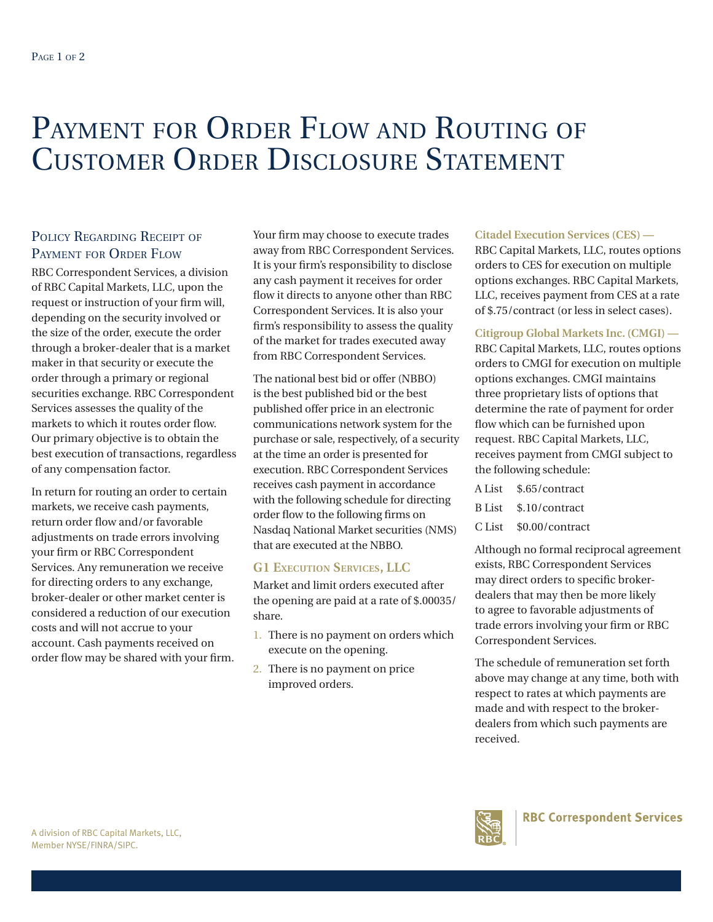# Payment for Order Flow and Routing of Customer Order Disclosure Statement

## Policy Regarding Receipt of Payment for Order Flow

RBC Correspondent Services, a division of RBC Capital Markets, LLC, upon the request or instruction of your firm will, depending on the security involved or the size of the order, execute the order through a broker-dealer that is a market maker in that security or execute the order through a primary or regional securities exchange. RBC Correspondent Services assesses the quality of the markets to which it routes order flow. Our primary objective is to obtain the best execution of transactions, regardless of any compensation factor.

In return for routing an order to certain markets, we receive cash payments, return order flow and/or favorable adjustments on trade errors involving your firm or RBC Correspondent Services. Any remuneration we receive for directing orders to any exchange, broker-dealer or other market center is considered a reduction of our execution costs and will not accrue to your account. Cash payments received on order flow may be shared with your firm.

Your firm may choose to execute trades away from RBC Correspondent Services. It is your firm's responsibility to disclose any cash payment it receives for order flow it directs to anyone other than RBC Correspondent Services. It is also your firm's responsibility to assess the quality of the market for trades executed away from RBC Correspondent Services.

The national best bid or offer (NBBO) is the best published bid or the best published offer price in an electronic communications network system for the purchase or sale, respectively, of a security at the time an order is presented for execution. RBC Correspondent Services receives cash payment in accordance with the following schedule for directing order flow to the following firms on Nasdaq National Market securities (NMS) that are executed at the NBBO.

### G1 Execution Services, LLC

Market and limit orders executed after the opening are paid at a rate of $.00035/share.

1. There is no payment on orders which execute on the opening.
2. There is no payment on price improved orders.

**Citadel Execution Services (CES) —** RBC Capital Markets, LLC, routes options orders to CES for execution on multiple options exchanges. RBC Capital Markets, LLC, receives payment from CES at a rate of $.75/contract (or less in select cases).

**Citigroup Global Markets Inc. (CMGI) —** RBC Capital Markets, LLC, routes options orders to CMGI for execution on multiple options exchanges. CMGI maintains three proprietary lists of options that determine the rate of payment for order flow which can be furnished upon request. RBC Capital Markets, LLC, receives payment from CMGI subject to the following schedule:

| | |
|---|---|
| A List | $.65/contract |
| B List | $.10/contract |
| C List | $0.00/contract |

Although no formal reciprocal agreement exists, RBC Correspondent Services may direct orders to specific broker-dealers that may then be more likely to agree to favorable adjustments of trade errors involving your firm or RBC Correspondent Services.

The schedule of remuneration set forth above may change at any time, both with respect to rates at which payments are made and with respect to the broker-dealers from which such payments are received.

A division of RBC Capital Markets, LLC, Member NYSE/FINRA/SIPC.

RBC Correspondent Services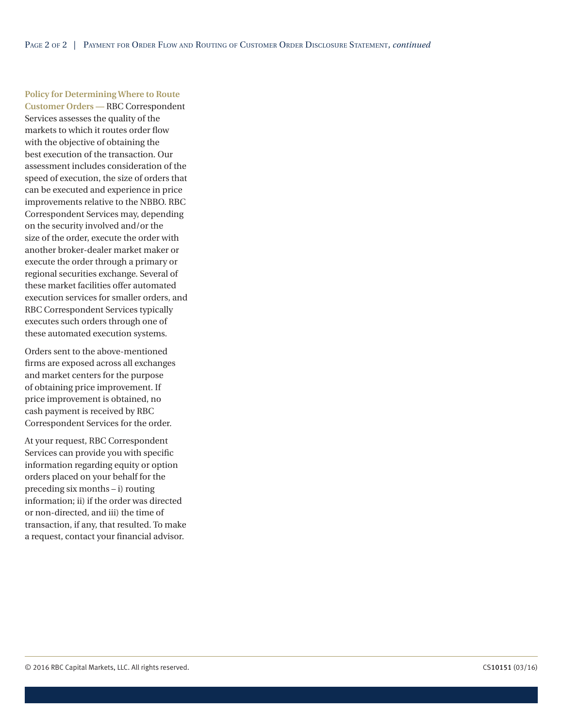**Policy for Determining Where to Route Customer Orders —** RBC Correspondent Services assesses the quality of the markets to which it routes order flow with the objective of obtaining the best execution of the transaction. Our assessment includes consideration of the speed of execution, the size of orders that can be executed and experience in price improvements relative to the NBBO. RBC Correspondent Services may, depending on the security involved and/or the size of the order, execute the order with another broker-dealer market maker or execute the order through a primary or regional securities exchange. Several of these market facilities offer automated execution services for smaller orders, and RBC Correspondent Services typically executes such orders through one of these automated execution systems.

Orders sent to the above-mentioned firms are exposed across all exchanges and market centers for the purpose of obtaining price improvement. If price improvement is obtained, no cash payment is received by RBC Correspondent Services for the order.

At your request, RBC Correspondent Services can provide you with specific information regarding equity or option orders placed on your behalf for the preceding six months – i) routing information; ii) if the order was directed or non-directed, and iii) the time of transaction, if any, that resulted. To make a request, contact your financial advisor.

© 2016 RBC Capital Markets, LLC. All rights reserved.

CS10151 (03/16)